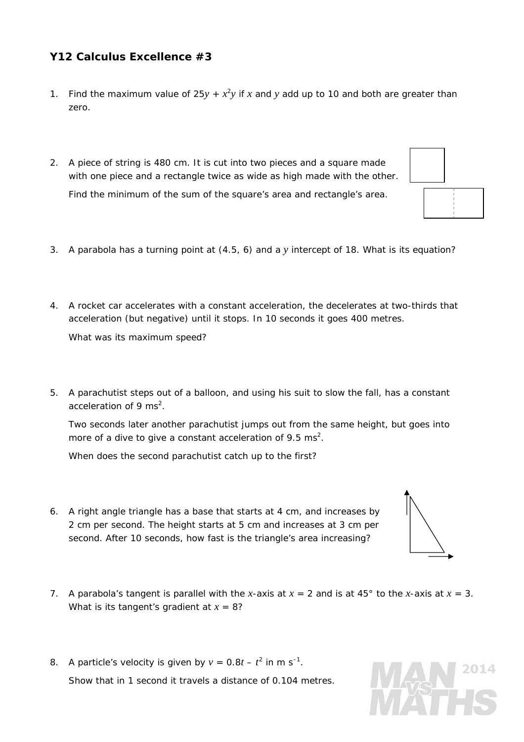## Y12 Calculus Excellence #3

1. Find the maximum value of $25y + x^2y$ if $x$ and $y$ add up to 10 and both are greater than zero.

2. A piece of string is 480 cm. It is cut into two pieces and a square made with one piece and a rectangle twice as wide as high made with the other.

   Find the minimum of the sum of the square's area and rectangle's area.

3. A parabola has a turning point at (4.5, 6) and a $y$ intercept of 18. What is its equation?

4. A rocket car accelerates with a constant acceleration, the decelerates at two-thirds that acceleration (but negative) until it stops. In 10 seconds it goes 400 metres.

   What was its maximum speed?

5. A parachutist steps out of a balloon, and using his suit to slow the fall, has a constant acceleration of 9 $ms^2$.

   Two seconds later another parachutist jumps out from the same height, but goes into more of a dive to give a constant acceleration of 9.5 $ms^2$.

   When does the second parachutist catch up to the first?

6. A right angle triangle has a base that starts at 4 cm, and increases by 2 cm per second. The height starts at 5 cm and increases at 3 cm per second. After 10 seconds, how fast is the triangle's area increasing?

7. A parabola's tangent is parallel with the $x$-axis at $x = 2$ and is at 45° to the $x$-axis at $x = 3$. What is its tangent's gradient at $x = 8$?

8. A particle's velocity is given by $v = 0.8t - t^2$ in m $s^{-1}$.

   Show that in 1 second it travels a distance of 0.104 metres.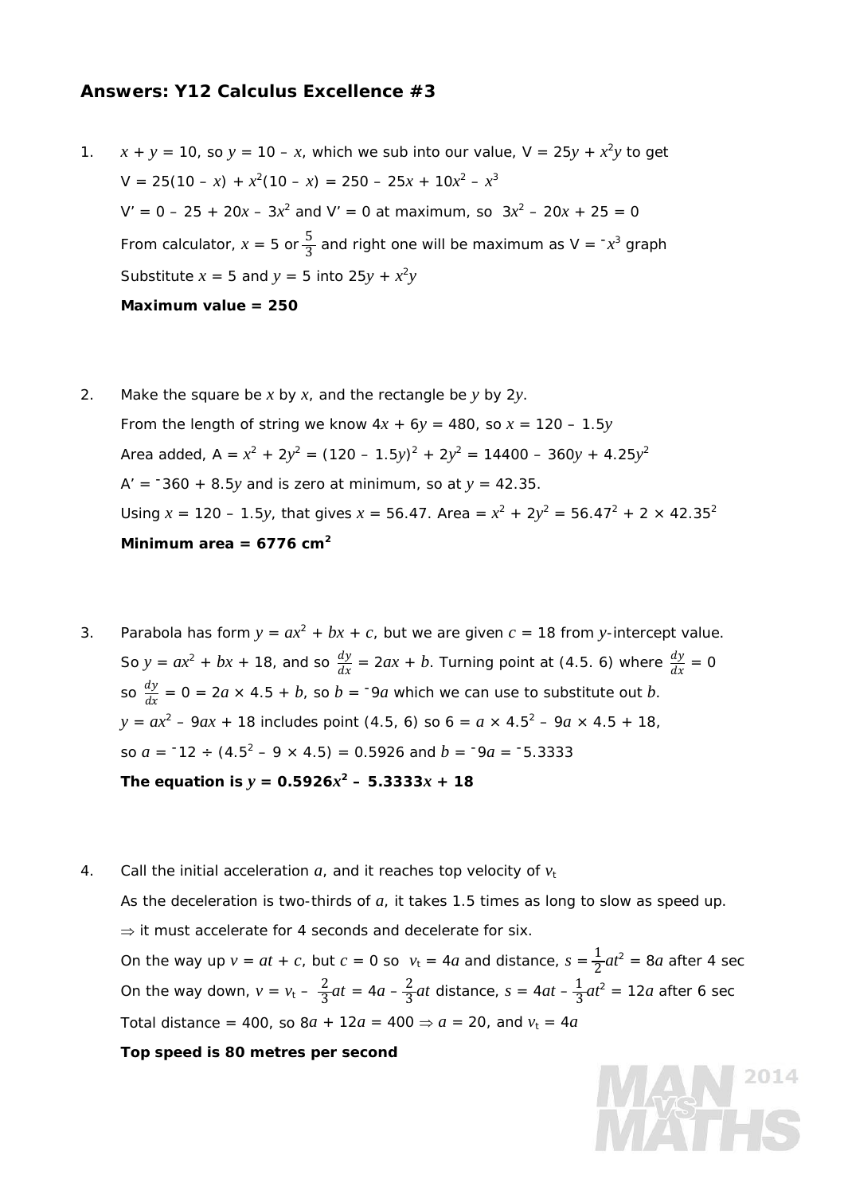## Answers: Y12 Calculus Excellence #3

1. $x + y = 10$, so $y = 10 - x$, which we sub into our value, $V = 25y + x^2y$ to get

   $V = 25(10 - x) + x^2(10 - x) = 250 - 25x + 10x^2 - x^3$

   $V' = 0 - 25 + 20x - 3x^2$ and $V' = 0$ at maximum, so $3x^2 - 20x + 25 = 0$

   From calculator, $x = 5$ or $\frac{5}{3}$ and right one will be maximum as $V = {}^-x^3$ graph

   Substitute $x = 5$ and $y = 5$ into $25y + x^2y$

   **Maximum value = 250**

2. Make the square be $x$ by $x$, and the rectangle be $y$ by $2y$.

   From the length of string we know $4x + 6y = 480$, so $x = 120 - 1.5y$

   Area added, $A = x^2 + 2y^2 = (120 - 1.5y)^2 + 2y^2 = 14400 - 360y + 4.25y^2$

   $A' = {}^-360 + 8.5y$ and is zero at minimum, so at $y = 42.35$.

   Using $x = 120 - 1.5y$, that gives $x = 56.47$. Area $= x^2 + 2y^2 = 56.47^2 + 2 \times 42.35^2$

   **Minimum area = 6776 cm$^2$**

3. Parabola has form $y = ax^2 + bx + c$, but we are given $c = 18$ from $y$-intercept value.

   So $y = ax^2 + bx + 18$, and so $\frac{dy}{dx} = 2ax + b$. Turning point at (4.5. 6) where $\frac{dy}{dx} = 0$

   so $\frac{dy}{dx} = 0 = 2a \times 4.5 + b$, so $b = {}^-9a$ which we can use to substitute out $b$.

   $y = ax^2 - 9ax + 18$ includes point (4.5, 6) so $6 = a \times 4.5^2 - 9a \times 4.5 + 18$,

   so $a = {}^-12 \div (4.5^2 - 9 \times 4.5) = 0.5926$ and $b = {}^-9a = {}^-5.3333$

   **The equation is $y = 0.5926x^2 - 5.3333x + 18$**

4. Call the initial acceleration $a$, and it reaches top velocity of $v_t$

   As the deceleration is two-thirds of $a$, it takes 1.5 times as long to slow as speed up.

   $\Rightarrow$ it must accelerate for 4 seconds and decelerate for six.

   On the way up $v = at + c$, but $c = 0$ so $v_t = 4a$ and distance, $s = \frac{1}{2}at^2 = 8a$ after 4 sec

   On the way down, $v = v_t - \frac{2}{3}at = 4a - \frac{2}{3}at$ distance, $s = 4at - \frac{1}{3}at^2 = 12a$ after 6 sec

   Total distance = 400, so $8a + 12a = 400 \Rightarrow a = 20$, and $v_t = 4a$

   **Top speed is 80 metres per second**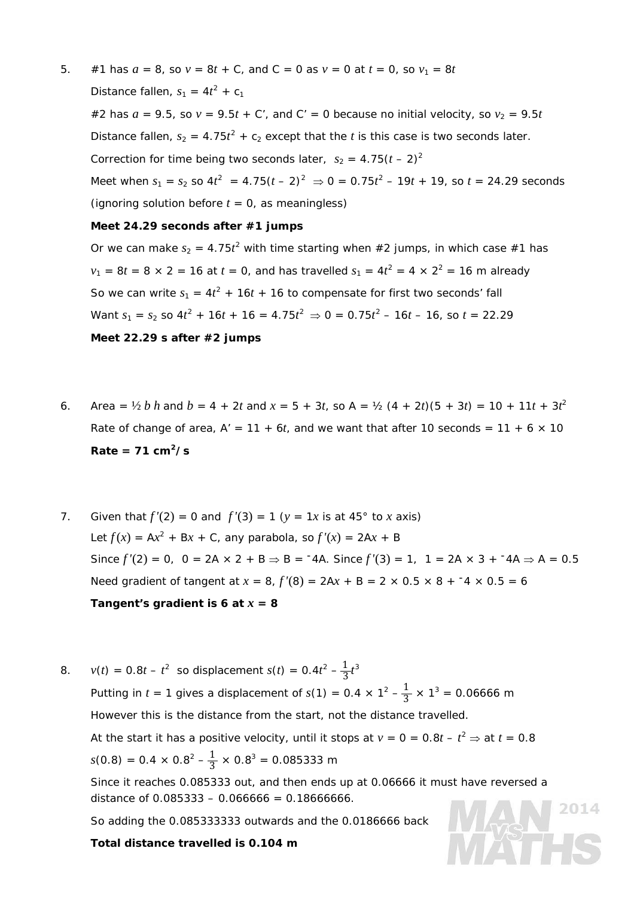5. #1 has $a = 8$, so $v = 8t + C$, and C = 0 as $v = 0$ at $t = 0$, so $v_1 = 8t$

   Distance fallen, $s_1 = 4t^2 + c_1$

   #2 has $a = 9.5$, so $v = 9.5t + C'$, and C' = 0 because no initial velocity, so $v_2 = 9.5t$

   Distance fallen, $s_2 = 4.75t^2 + c_2$ except that the $t$ is this case is two seconds later.

   Correction for time being two seconds later, $s_2 = 4.75(t - 2)^2$

   Meet when $s_1 = s_2$ so $4t^2 = 4.75(t - 2)^2 \Rightarrow 0 = 0.75t^2 - 19t + 19$, so $t = 24.29$ seconds (ignoring solution before $t = 0$, as meaningless)

   **Meet 24.29 seconds after #1 jumps**

   Or we can make $s_2 = 4.75t^2$ with time starting when #2 jumps, in which case #1 has $v_1 = 8t = 8 \times 2 = 16$ at $t = 0$, and has travelled $s_1 = 4t^2 = 4 \times 2^2 = 16$ m already

   So we can write $s_1 = 4t^2 + 16t + 16$ to compensate for first two seconds' fall

   Want $s_1 = s_2$ so $4t^2 + 16t + 16 = 4.75t^2 \Rightarrow 0 = 0.75t^2 - 16t - 16$, so $t = 22.29$

   **Meet 22.29 s after #2 jumps**

6. Area = ½ $b$ $h$ and $b = 4 + 2t$ and $x = 5 + 3t$, so A = ½ $(4 + 2t)(5 + 3t) = 10 + 11t + 3t^2$

   Rate of change of area, $A' = 11 + 6t$, and we want that after 10 seconds = $11 + 6 \times 10$

   **Rate = 71 cm²/s**

7. Given that $f'(2) = 0$ and $f'(3) = 1$ ($y = 1x$ is at 45° to $x$ axis)

   Let $f(x) = Ax^2 + Bx + C$, any parabola, so $f'(x) = 2Ax + B$

   Since $f'(2) = 0$, $0 = 2A \times 2 + B \Rightarrow B = {}^-4A$. Since $f'(3) = 1$, $1 = 2A \times 3 + {}^-4A \Rightarrow A = 0.5$

   Need gradient of tangent at $x = 8$, $f'(8) = 2Ax + B = 2 \times 0.5 \times 8 + {}^-4 \times 0.5 = 6$

   **Tangent's gradient is 6 at $x = 8$**

8. $v(t) = 0.8t - t^2$ so displacement $s(t) = 0.4t^2 - \frac{1}{3}t^3$

   Putting in $t = 1$ gives a displacement of $s(1) = 0.4 \times 1^2 - \frac{1}{3} \times 1^3 = 0.06666$ m

   However this is the distance from the start, not the distance travelled.

   At the start it has a positive velocity, until it stops at $v = 0 = 0.8t - t^2 \Rightarrow$ at $t = 0.8$

   $s(0.8) = 0.4 \times 0.8^2 - \frac{1}{3} \times 0.8^3 = 0.085333$ m

   Since it reaches 0.085333 out, and then ends up at 0.06666 it must have reversed a distance of 0.085333 – 0.066666 = 0.18666666.

   So adding the 0.085333333 outwards and the 0.0186666 back

   **Total distance travelled is 0.104 m**